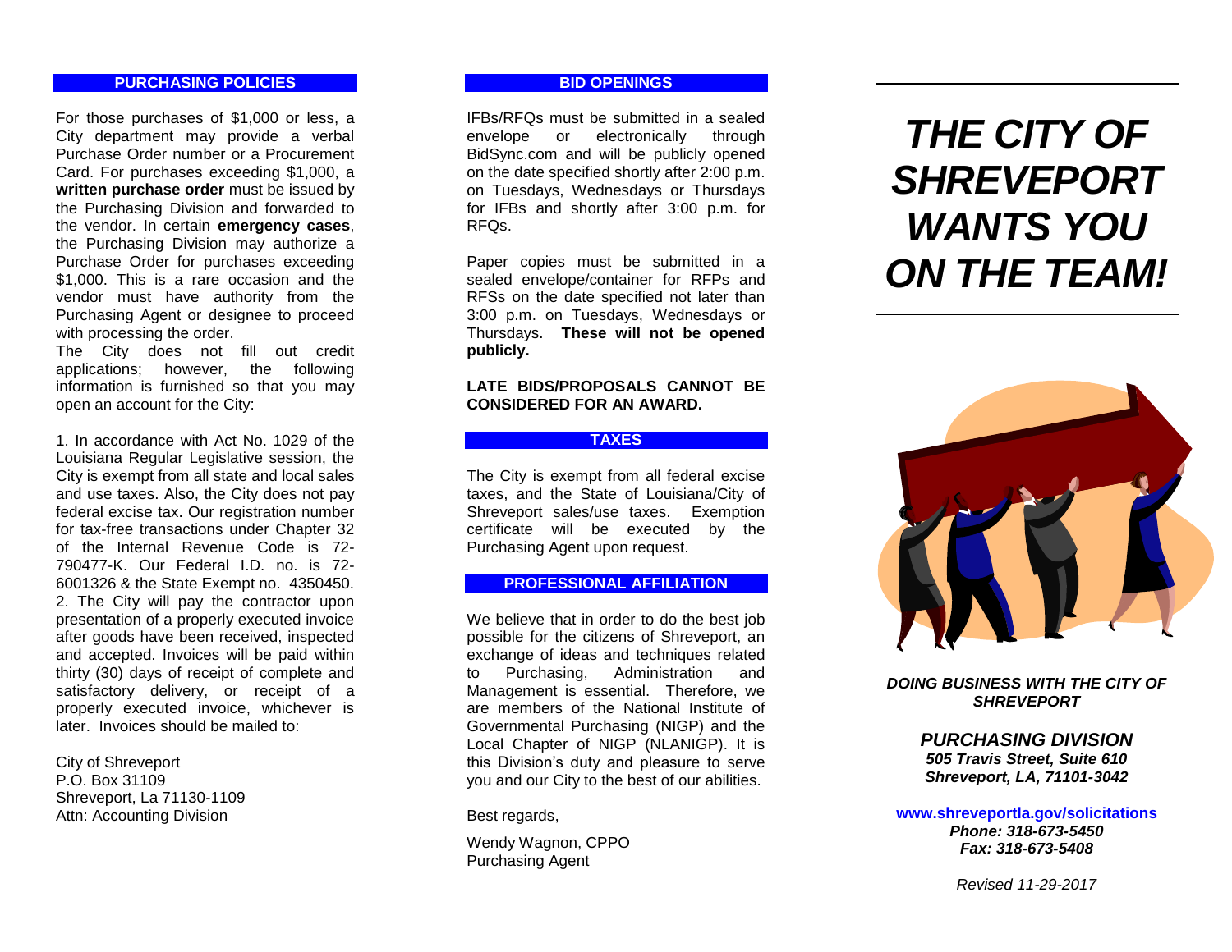## PURCHASING POLICIES

For those purchases of $1,000 or less, a City department may provide a verbal Purchase Order number or a Procurement Card. For purchases exceeding $1,000, a **written purchase order** must be issued by the Purchasing Division and forwarded to the vendor. In certain **emergency cases**, the Purchasing Division may authorize a Purchase Order for purchases exceeding $1,000. This is a rare occasion and the vendor must have authority from the Purchasing Agent or designee to proceed with processing the order.

The City does not fill out credit applications; however, the following information is furnished so that you may open an account for the City:

1. In accordance with Act No. 1029 of the Louisiana Regular Legislative session, the City is exempt from all state and local sales and use taxes. Also, the City does not pay federal excise tax. Our registration number for tax-free transactions under Chapter 32 of the Internal Revenue Code is 72-790477-K. Our Federal I.D. no. is 72-6001326 & the State Exempt no. 4350450.
2. The City will pay the contractor upon presentation of a properly executed invoice after goods have been received, inspected and accepted. Invoices will be paid within thirty (30) days of receipt of complete and satisfactory delivery, or receipt of a properly executed invoice, whichever is later. Invoices should be mailed to:

City of Shreveport
P.O. Box 31109
Shreveport, La 71130-1109
Attn: Accounting Division

## BID OPENINGS

IFBs/RFQs must be submitted in a sealed envelope or electronically through BidSync.com and will be publicly opened on the date specified shortly after 2:00 p.m. on Tuesdays, Wednesdays or Thursdays for IFBs and shortly after 3:00 p.m. for RFQs.

Paper copies must be submitted in a sealed envelope/container for RFPs and RFSs on the date specified not later than 3:00 p.m. on Tuesdays, Wednesdays or Thursdays. **These will not be opened publicly.**

**LATE BIDS/PROPOSALS CANNOT BE CONSIDERED FOR AN AWARD.**

## TAXES

The City is exempt from all federal excise taxes, and the State of Louisiana/City of Shreveport sales/use taxes. Exemption certificate will be executed by the Purchasing Agent upon request.

## PROFESSIONAL AFFILIATION

We believe that in order to do the best job possible for the citizens of Shreveport, an exchange of ideas and techniques related to Purchasing, Administration and Management is essential. Therefore, we are members of the National Institute of Governmental Purchasing (NIGP) and the Local Chapter of NIGP (NLANIGP). It is this Division's duty and pleasure to serve you and our City to the best of our abilities.

Best regards,

Wendy Wagnon, CPPO
Purchasing Agent

# *THE CITY OF SHREVEPORT WANTS YOU ON THE TEAM!*

***DOING BUSINESS WITH THE CITY OF SHREVEPORT***

***PURCHASING DIVISION***
***505 Travis Street, Suite 610***
***Shreveport, LA, 71101-3042***

**www.shreveportla.gov/solicitations**
***Phone: 318-673-5450***
***Fax: 318-673-5408***

*Revised 11-29-2017*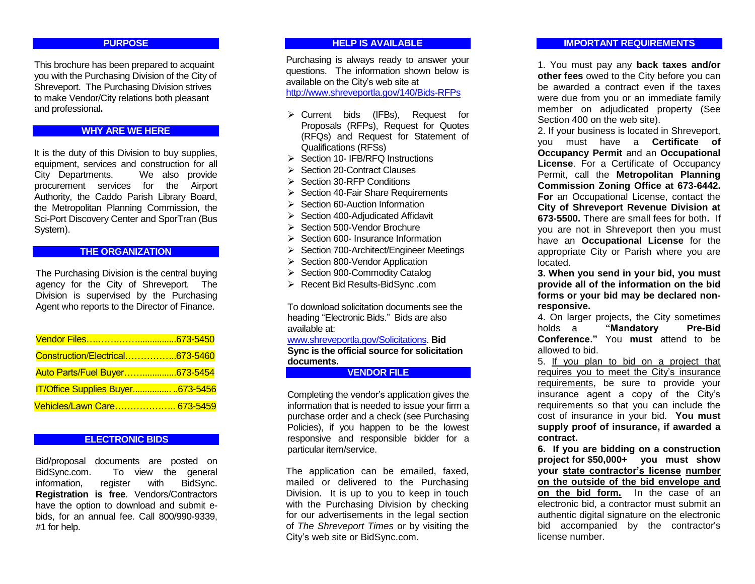## PURPOSE

This brochure has been prepared to acquaint you with the Purchasing Division of the City of Shreveport. The Purchasing Division strives to make Vendor/City relations both pleasant and professional**.**

## WHY ARE WE HERE

It is the duty of this Division to buy supplies, equipment, services and construction for all City Departments. We also provide procurement services for the Airport Authority, the Caddo Parish Library Board, the Metropolitan Planning Commission, the Sci-Port Discovery Center and SporTran (Bus System).

## THE ORGANIZATION

The Purchasing Division is the central buying agency for the City of Shreveport. The Division is supervised by the Purchasing Agent who reports to the Director of Finance.

Vendor Files…..…..…….................673-5450

Construction/Electrical……………..673-5460

Auto Parts/Fuel Buyer……..............673-5454

IT/Office Supplies Buyer................ ..673-5456

Vehicles/Lawn Care……………….. 673-5459

## ELECTRONIC BIDS

Bid/proposal documents are posted on BidSync.com. To view the general information, register with BidSync. **Registration is free**. Vendors/Contractors have the option to download and submit e-bids, for an annual fee. Call 800/990-9339, #1 for help.

## HELP IS AVAILABLE

Purchasing is always ready to answer your questions. The information shown below is available on the City's web site at http://www.shreveportla.gov/140/Bids-RFPs

- Current bids (IFBs), Request for Proposals (RFPs), Request for Quotes (RFQs) and Request for Statement of Qualifications (RFSs)
- Section 10- IFB/RFQ Instructions
- Section 20-Contract Clauses
- Section 30-RFP Conditions
- Section 40-Fair Share Requirements
- Section 60-Auction Information
- Section 400-Adjudicated Affidavit
- Section 500-Vendor Brochure
- Section 600- Insurance Information
- Section 700-Architect/Engineer Meetings
- Section 800-Vendor Application
- Section 900-Commodity Catalog
- Recent Bid Results-BidSync .com

To download solicitation documents see the heading "Electronic Bids." Bids are also available at: www.shreveportla.gov/Solicitations. **Bid Sync is the official source for solicitation documents.**

## VENDOR FILE

Completing the vendor's application gives the information that is needed to issue your firm a purchase order and a check (see Purchasing Policies), if you happen to be the lowest responsive and responsible bidder for a particular item/service.

The application can be emailed, faxed, mailed or delivered to the Purchasing Division. It is up to you to keep in touch with the Purchasing Division by checking for our advertisements in the legal section of *The Shreveport Times* or by visiting the City's web site or BidSync.com.

## IMPORTANT REQUIREMENTS

1. You must pay any **back taxes and/or other fees** owed to the City before you can be awarded a contract even if the taxes were due from you or an immediate family member on adjudicated property (See Section 400 on the web site).
2. If your business is located in Shreveport, you must have a **Certificate of Occupancy Permit** and an **Occupational License**. For a Certificate of Occupancy Permit, call the **Metropolitan Planning Commission Zoning Office at 673-6442. For** an Occupational License, contact the **City of Shreveport Revenue Division at 673-5500.** There are small fees for both**.** If you are not in Shreveport then you must have an **Occupational License** for the appropriate City or Parish where you are located.
**3. When you send in your bid, you must provide all of the information on the bid forms or your bid may be declared non-responsive.**
4. On larger projects, the City sometimes holds a **"Mandatory Pre-Bid Conference."** You **must** attend to be allowed to bid.
5. If you plan to bid on a project that requires you to meet the City's insurance requirements, be sure to provide your insurance agent a copy of the City's requirements so that you can include the cost of insurance in your bid. **You must supply proof of insurance, if awarded a contract.**
**6. If you are bidding on a construction project for $50,000+ you must show your state contractor's license number on the outside of the bid envelope and on the bid form.** In the case of an electronic bid, a contractor must submit an authentic digital signature on the electronic bid accompanied by the contractor's license number.